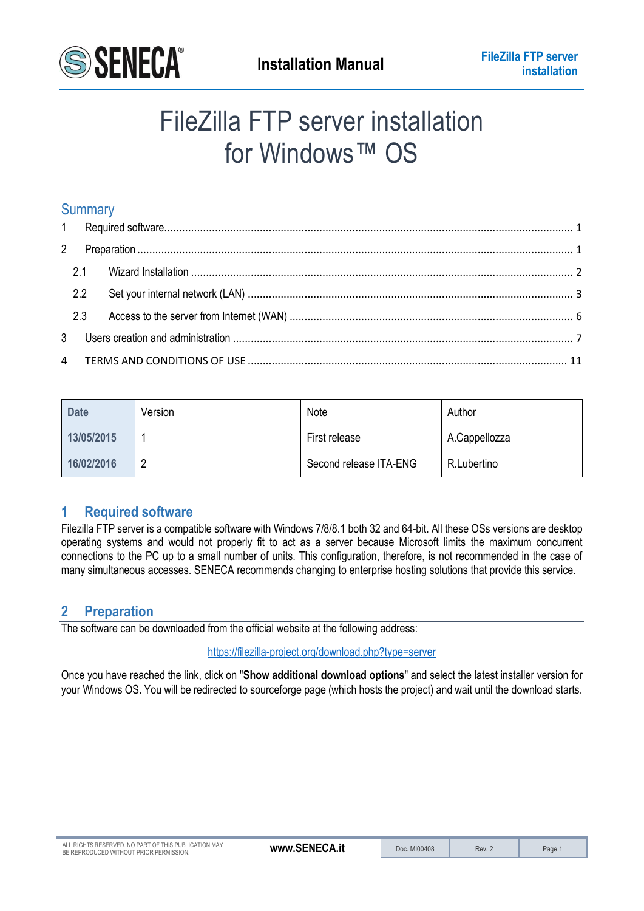# FileZilla FTP server installation for Windows™ OS

## Summary

1 Required software ........................................................................................................................................ 1

2 Preparation ................................................................................................................................................. 1

  2.1 Wizard Installation ................................................................................................................................ 2

  2.2 Set your internal network (LAN) ........................................................................................................... 3

  2.3 Access to the server from Internet (WAN) ............................................................................................ 6

3 Users creation and administration ................................................................................................................. 7

4 TERMS AND CONDITIONS OF USE ......................................................................................................... 11

| Date | Version | Note | Author |
|---|---|---|---|
| 13/05/2015 | 1 | First release | A.Cappellozza |
| 16/02/2016 | 2 | Second release ITA-ENG | R.Lubertino |

## 1 Required software

Filezilla FTP server is a compatible software with Windows 7/8/8.1 both 32 and 64-bit. All these OSs versions are desktop operating systems and would not properly fit to act as a server because Microsoft limits the maximum concurrent connections to the PC up to a small number of units. This configuration, therefore, is not recommended in the case of many simultaneous accesses. SENECA recommends changing to enterprise hosting solutions that provide this service.

## 2 Preparation

The software can be downloaded from the official website at the following address:

https://filezilla-project.org/download.php?type=server

Once you have reached the link, click on "**Show additional download options**" and select the latest installer version for your Windows OS. You will be redirected to sourceforge page (which hosts the project) and wait until the download starts.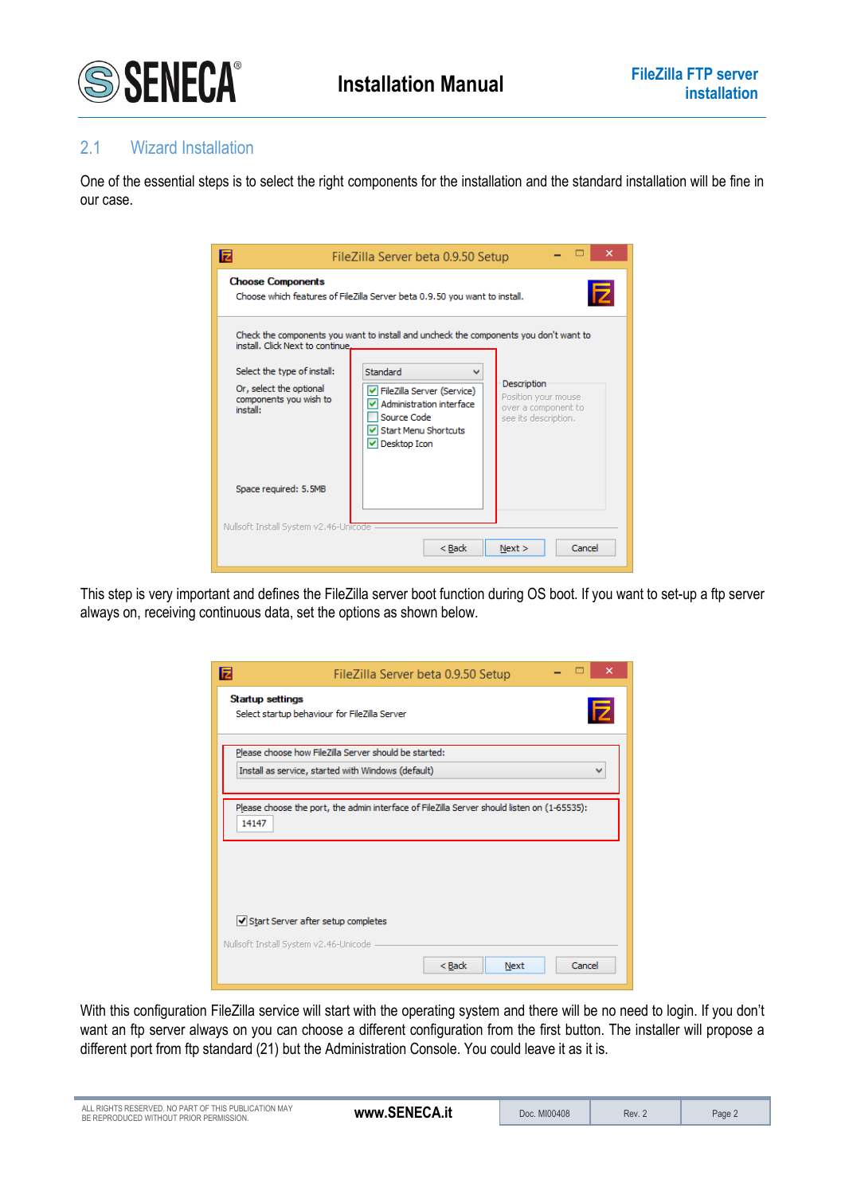## 2.1 Wizard Installation

One of the essential steps is to select the right components for the installation and the standard installation will be fine in our case.

This step is very important and defines the FileZilla server boot function during OS boot. If you want to set-up a ftp server always on, receiving continuous data, set the options as shown below.

With this configuration FileZilla service will start with the operating system and there will be no need to login. If you don't want an ftp server always on you can choose a different configuration from the first button. The installer will propose a different port from ftp standard (21) but the Administration Console. You could leave it as it is.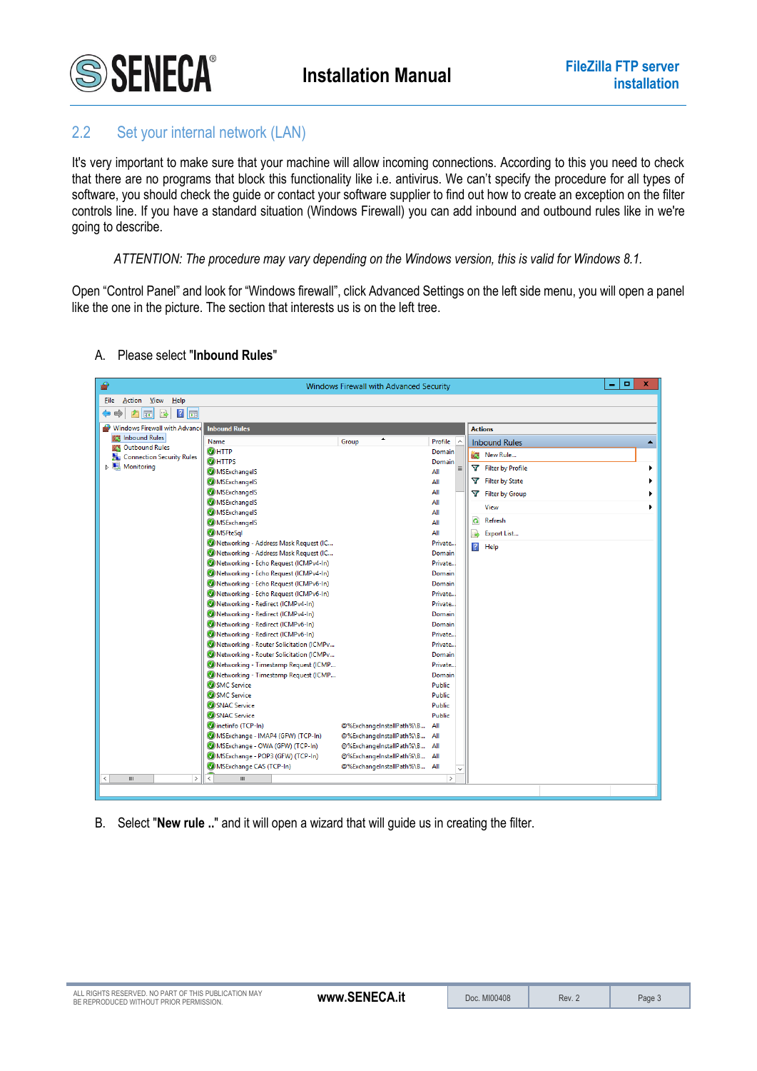## 2.2 Set your internal network (LAN)

It's very important to make sure that your machine will allow incoming connections. According to this you need to check that there are no programs that block this functionality like i.e. antivirus. We can't specify the procedure for all types of software, you should check the guide or contact your software supplier to find out how to create an exception on the filter controls line. If you have a standard situation (Windows Firewall) you can add inbound and outbound rules like in we're going to describe.

*ATTENTION: The procedure may vary depending on the Windows version, this is valid for Windows 8.1.*

Open "Control Panel" and look for "Windows firewall", click Advanced Settings on the left side menu, you will open a panel like the one in the picture. The section that interests us is on the left tree.

A. Please select "**Inbound Rules**"

B. Select "**New rule ..**" and it will open a wizard that will guide us in creating the filter.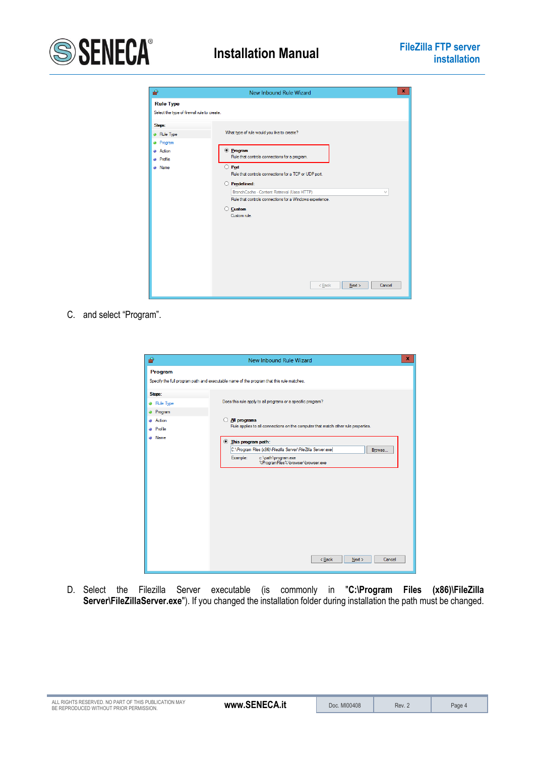C. and select “Program”.

D. Select the Filezilla Server executable (is commonly in "**C:\Program Files (x86)\FileZilla Server\FileZillaServer.exe**"). If you changed the installation folder during installation the path must be changed.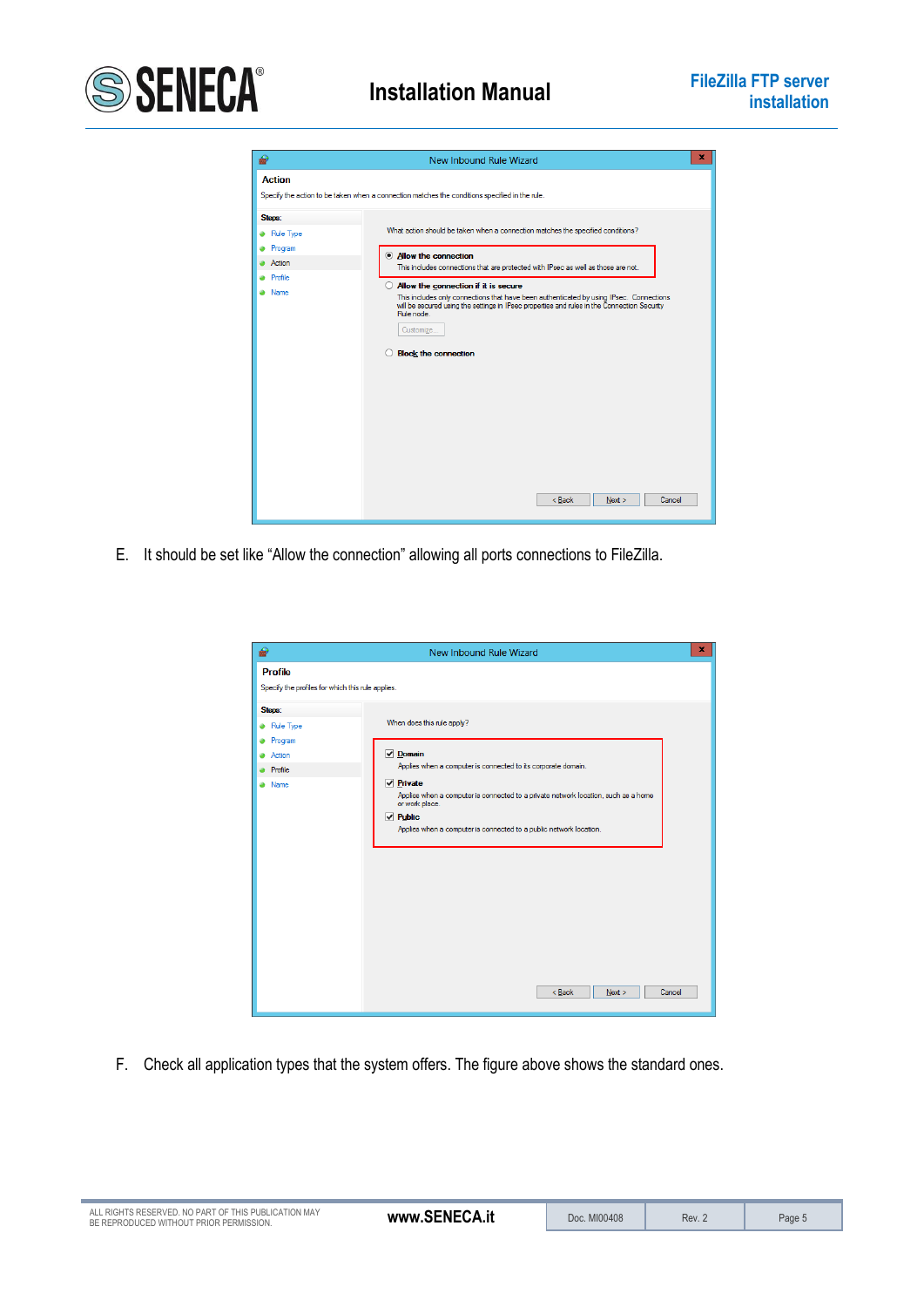E. It should be set like “Allow the connection” allowing all ports connections to FileZilla.

F. Check all application types that the system offers. The figure above shows the standard ones.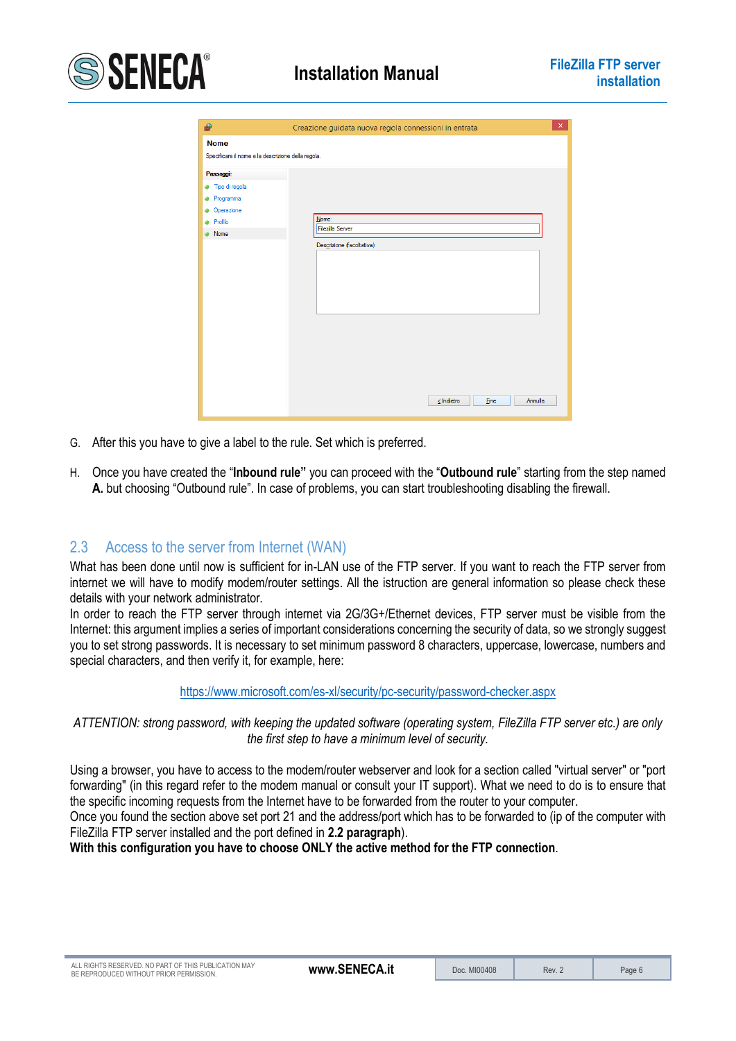G. After this you have to give a label to the rule. Set which is preferred.

H. Once you have created the "**Inbound rule"** you can proceed with the "**Outbound rule**" starting from the step named **A.** but choosing "Outbound rule". In case of problems, you can start troubleshooting disabling the firewall.

## 2.3 Access to the server from Internet (WAN)

What has been done until now is sufficient for in-LAN use of the FTP server. If you want to reach the FTP server from internet we will have to modify modem/router settings. All the istruction are general information so please check these details with your network administrator.

In order to reach the FTP server through internet via 2G/3G+/Ethernet devices, FTP server must be visible from the Internet: this argument implies a series of important considerations concerning the security of data, so we strongly suggest you to set strong passwords. It is necessary to set minimum password 8 characters, uppercase, lowercase, numbers and special characters, and then verify it, for example, here:

https://www.microsoft.com/es-xl/security/pc-security/password-checker.aspx

*ATTENTION: strong password, with keeping the updated software (operating system, FileZilla FTP server etc.) are only the first step to have a minimum level of security.*

Using a browser, you have to access to the modem/router webserver and look for a section called "virtual server" or "port forwarding" (in this regard refer to the modem manual or consult your IT support). What we need to do is to ensure that the specific incoming requests from the Internet have to be forwarded from the router to your computer.

Once you found the section above set port 21 and the address/port which has to be forwarded to (ip of the computer with FileZilla FTP server installed and the port defined in **2.2 paragraph**).

**With this configuration you have to choose ONLY the active method for the FTP connection**.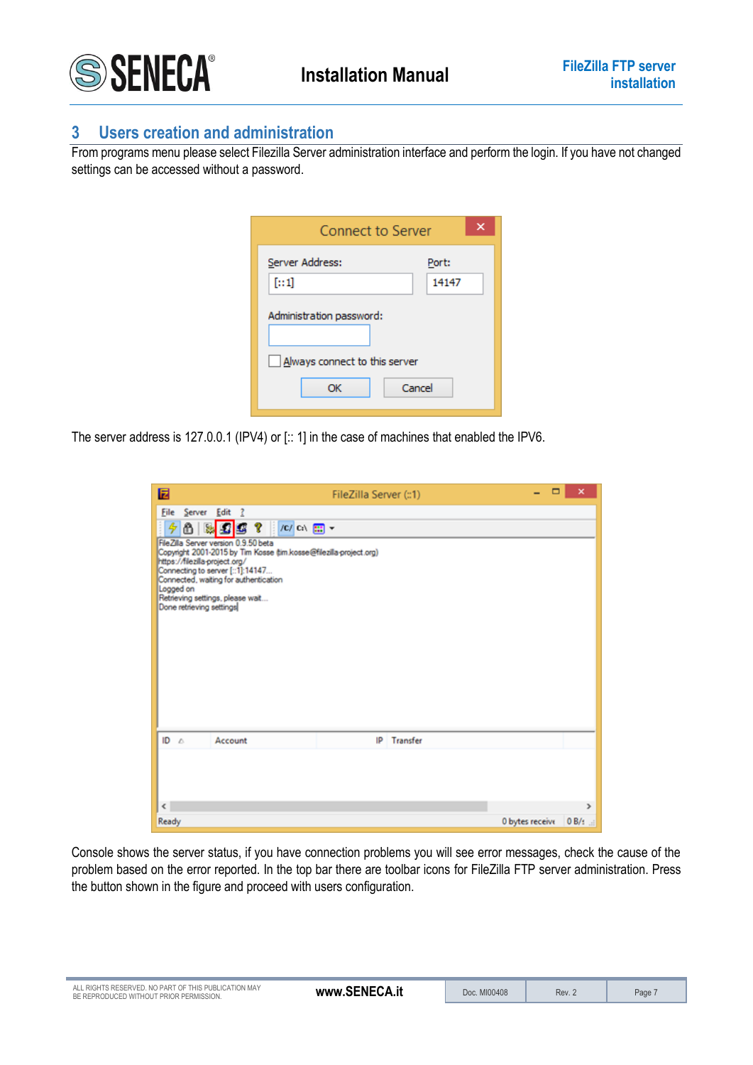## 3 Users creation and administration

From programs menu please select Filezilla Server administration interface and perform the login. If you have not changed settings can be accessed without a password.

The server address is 127.0.0.1 (IPV4) or [:: 1] in the case of machines that enabled the IPV6.

Console shows the server status, if you have connection problems you will see error messages, check the cause of the problem based on the error reported. In the top bar there are toolbar icons for FileZilla FTP server administration. Press the button shown in the figure and proceed with users configuration.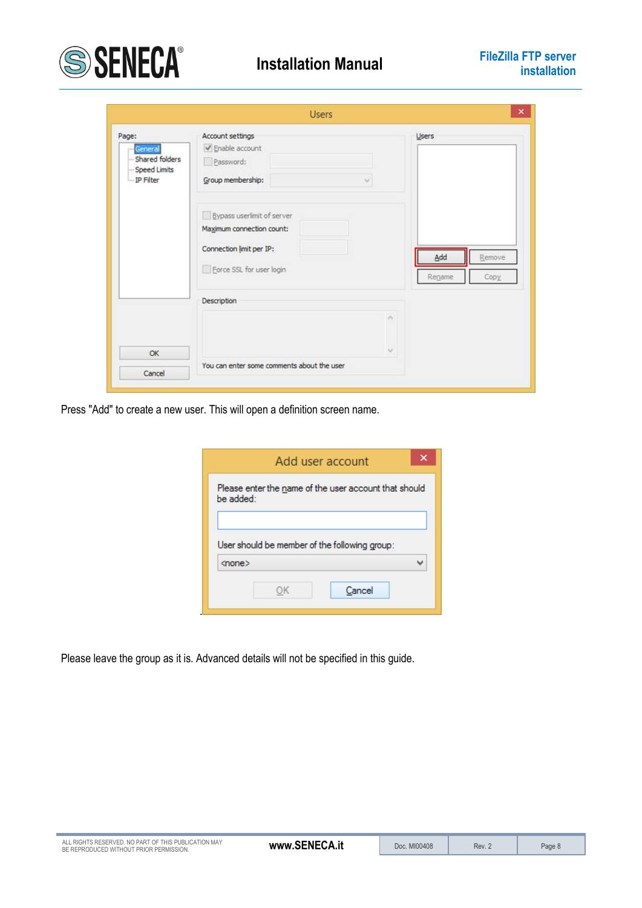Press "Add" to create a new user. This will open a definition screen name.

Please leave the group as it is. Advanced details will not be specified in this guide.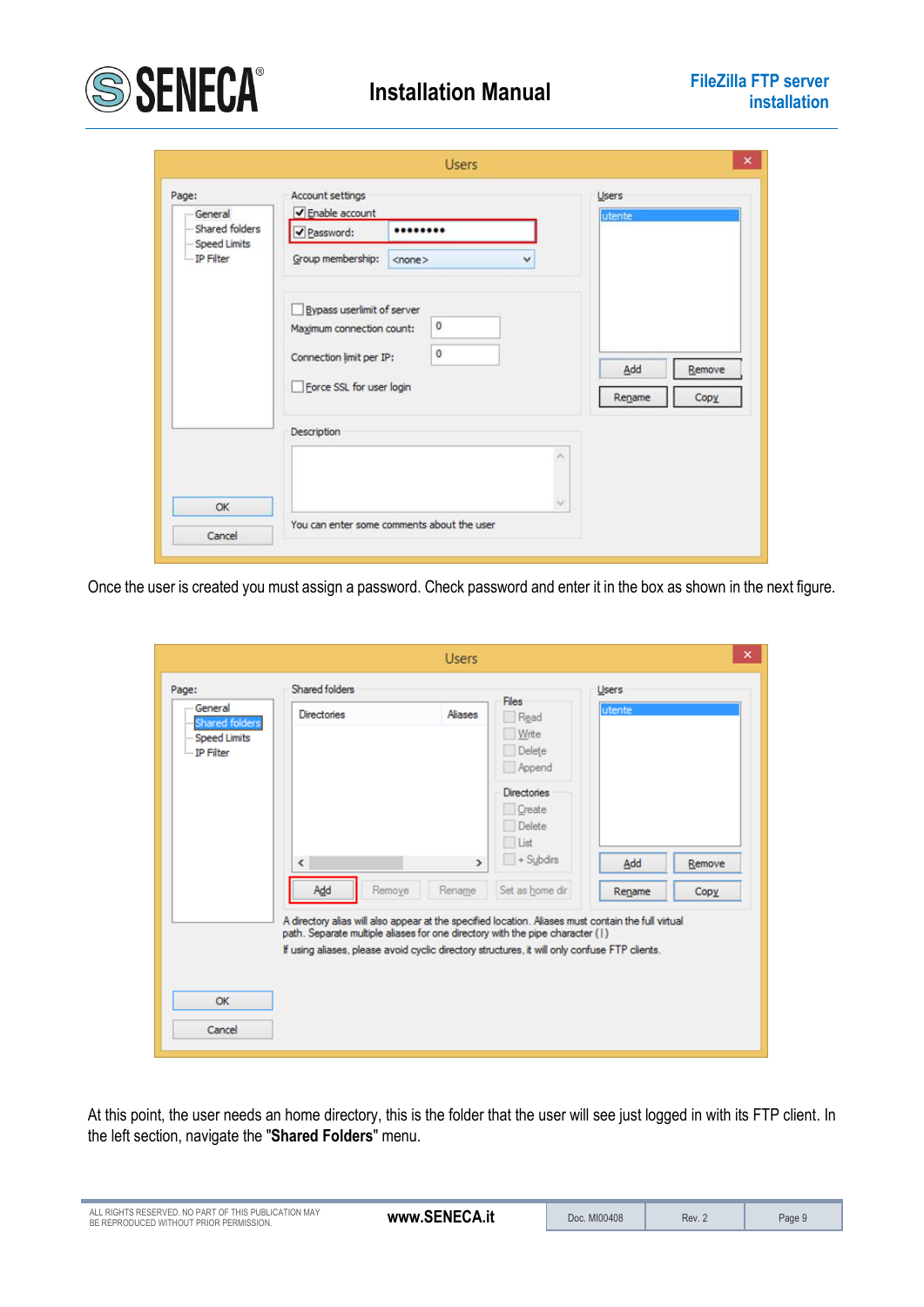Once the user is created you must assign a password. Check password and enter it in the box as shown in the next figure.

At this point, the user needs an home directory, this is the folder that the user will see just logged in with its FTP client. In the left section, navigate the "**Shared Folders**" menu.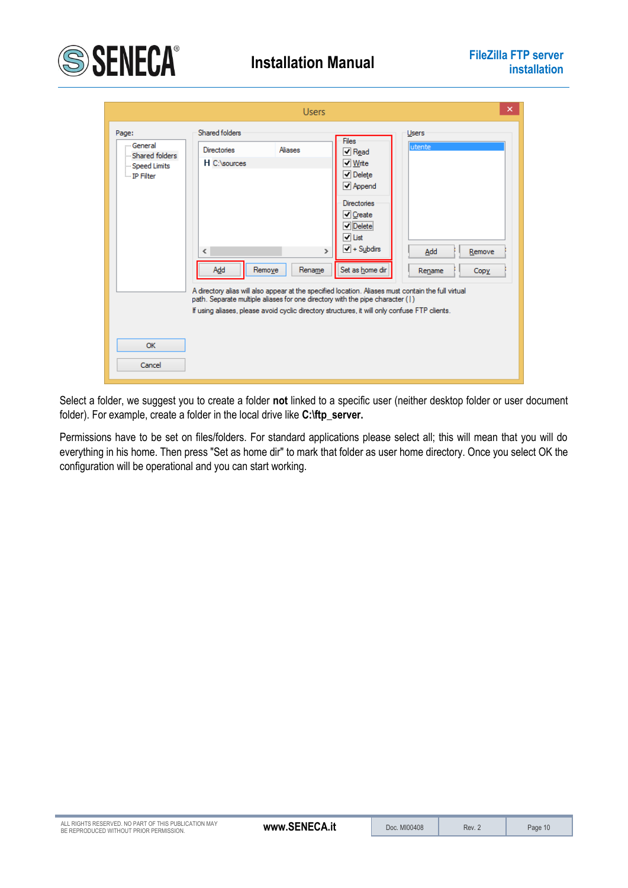Select a folder, we suggest you to create a folder **not** linked to a specific user (neither desktop folder or user document folder). For example, create a folder in the local drive like **C:\ftp_server.**

Permissions have to be set on files/folders. For standard applications please select all; this will mean that you will do everything in his home. Then press "Set as home dir" to mark that folder as user home directory. Once you select OK the configuration will be operational and you can start working.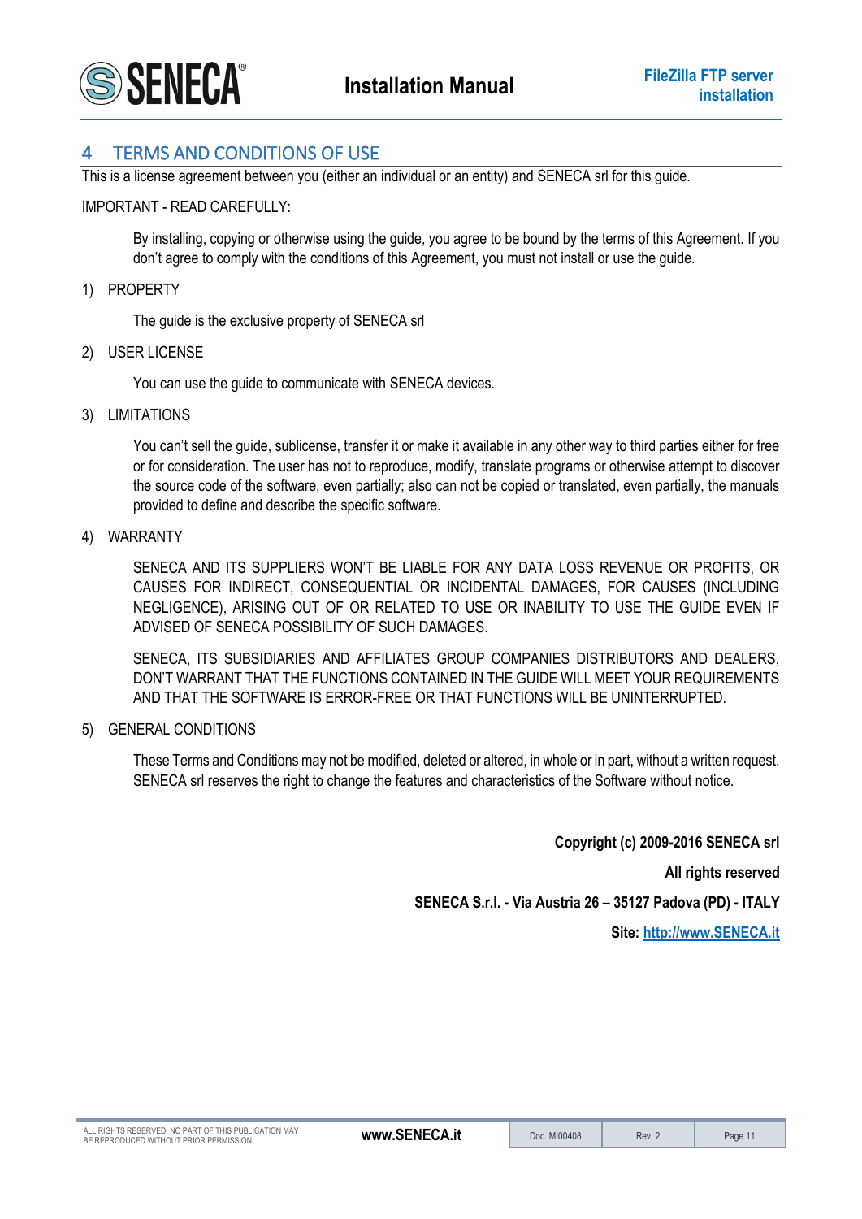## 4 TERMS AND CONDITIONS OF USE

This is a license agreement between you (either an individual or an entity) and SENECA srl for this guide.

IMPORTANT - READ CAREFULLY:

By installing, copying or otherwise using the guide, you agree to be bound by the terms of this Agreement. If you don't agree to comply with the conditions of this Agreement, you must not install or use the guide.

1) PROPERTY

The guide is the exclusive property of SENECA srl

2) USER LICENSE

You can use the guide to communicate with SENECA devices.

3) LIMITATIONS

You can't sell the guide, sublicense, transfer it or make it available in any other way to third parties either for free or for consideration. The user has not to reproduce, modify, translate programs or otherwise attempt to discover the source code of the software, even partially; also can not be copied or translated, even partially, the manuals provided to define and describe the specific software.

4) WARRANTY

SENECA AND ITS SUPPLIERS WON'T BE LIABLE FOR ANY DATA LOSS REVENUE OR PROFITS, OR CAUSES FOR INDIRECT, CONSEQUENTIAL OR INCIDENTAL DAMAGES, FOR CAUSES (INCLUDING NEGLIGENCE), ARISING OUT OF OR RELATED TO USE OR INABILITY TO USE THE GUIDE EVEN IF ADVISED OF SENECA POSSIBILITY OF SUCH DAMAGES.

SENECA, ITS SUBSIDIARIES AND AFFILIATES GROUP COMPANIES DISTRIBUTORS AND DEALERS, DON'T WARRANT THAT THE FUNCTIONS CONTAINED IN THE GUIDE WILL MEET YOUR REQUIREMENTS AND THAT THE SOFTWARE IS ERROR-FREE OR THAT FUNCTIONS WILL BE UNINTERRUPTED.

5) GENERAL CONDITIONS

These Terms and Conditions may not be modified, deleted or altered, in whole or in part, without a written request. SENECA srl reserves the right to change the features and characteristics of the Software without notice.

**Copyright (c) 2009-2016 SENECA srl**

**All rights reserved**

**SENECA S.r.l. - Via Austria 26 – 35127 Padova (PD) - ITALY**

**Site: http://www.SENECA.it**